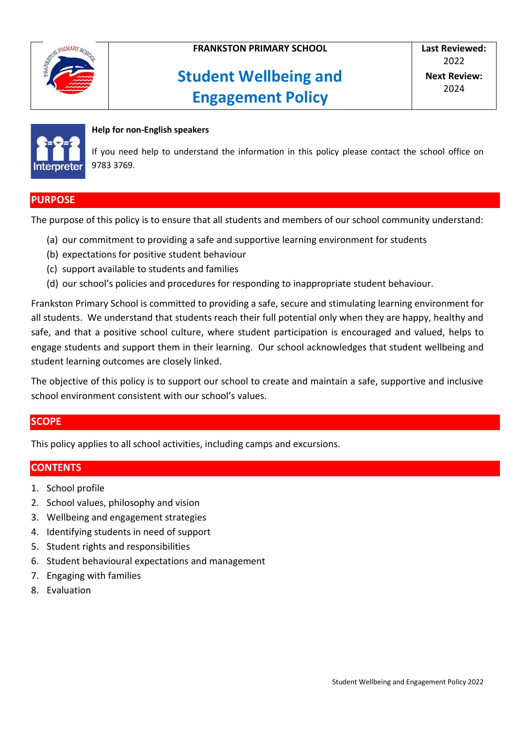| FRANKSTON PRIMARY SCHOOL | Last Reviewed: |
| --- | --- |
| **Student Wellbeing and Engagement Policy** | 2022 |
| | **Next Review:** 2024 |

**Help for non-English speakers**

If you need help to understand the information in this policy please contact the school office on 9783 3769.

## PURPOSE

The purpose of this policy is to ensure that all students and members of our school community understand:

(a) our commitment to providing a safe and supportive learning environment for students
(b) expectations for positive student behaviour
(c) support available to students and families
(d) our school's policies and procedures for responding to inappropriate student behaviour.

Frankston Primary School is committed to providing a safe, secure and stimulating learning environment for all students. We understand that students reach their full potential only when they are happy, healthy and safe, and that a positive school culture, where student participation is encouraged and valued, helps to engage students and support them in their learning. Our school acknowledges that student wellbeing and student learning outcomes are closely linked.

The objective of this policy is to support our school to create and maintain a safe, supportive and inclusive school environment consistent with our school's values.

## SCOPE

This policy applies to all school activities, including camps and excursions.

## CONTENTS

1. School profile
2. School values, philosophy and vision
3. Wellbeing and engagement strategies
4. Identifying students in need of support
5. Student rights and responsibilities
6. Student behavioural expectations and management
7. Engaging with families
8. Evaluation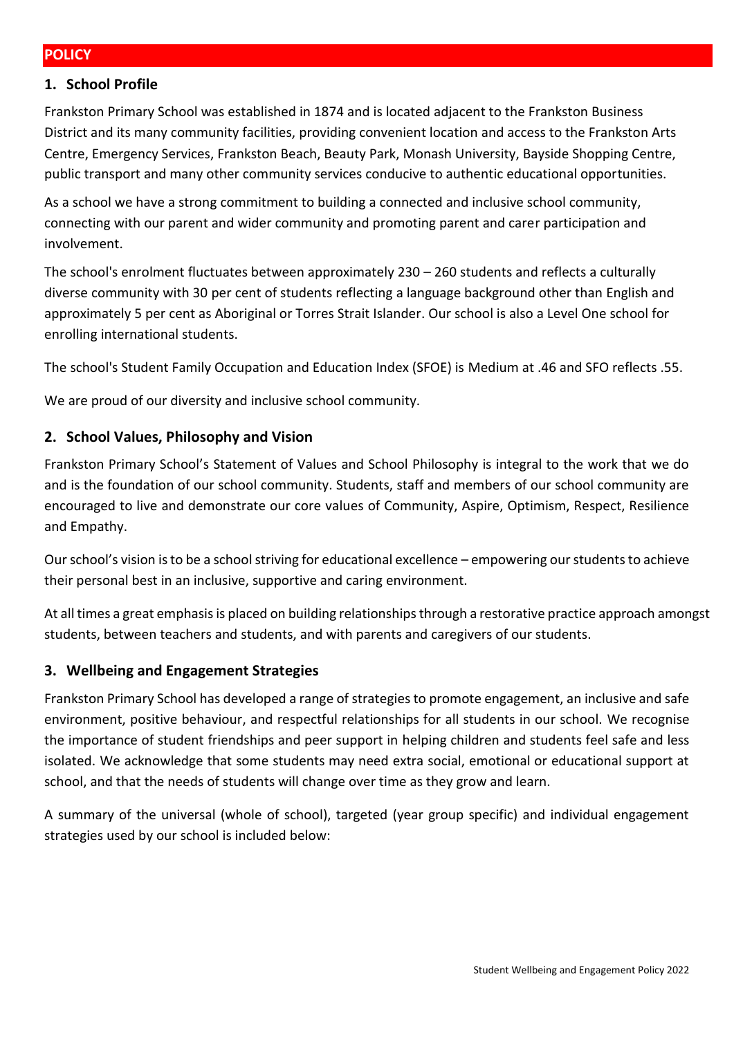## POLICY

### 1. School Profile

Frankston Primary School was established in 1874 and is located adjacent to the Frankston Business District and its many community facilities, providing convenient location and access to the Frankston Arts Centre, Emergency Services, Frankston Beach, Beauty Park, Monash University, Bayside Shopping Centre, public transport and many other community services conducive to authentic educational opportunities.

As a school we have a strong commitment to building a connected and inclusive school community, connecting with our parent and wider community and promoting parent and carer participation and involvement.

The school's enrolment fluctuates between approximately 230 – 260 students and reflects a culturally diverse community with 30 per cent of students reflecting a language background other than English and approximately 5 per cent as Aboriginal or Torres Strait Islander. Our school is also a Level One school for enrolling international students.

The school's Student Family Occupation and Education Index (SFOE) is Medium at .46 and SFO reflects .55.

We are proud of our diversity and inclusive school community.

### 2. School Values, Philosophy and Vision

Frankston Primary School's Statement of Values and School Philosophy is integral to the work that we do and is the foundation of our school community. Students, staff and members of our school community are encouraged to live and demonstrate our core values of Community, Aspire, Optimism, Respect, Resilience and Empathy.

Our school's vision is to be a school striving for educational excellence – empowering our students to achieve their personal best in an inclusive, supportive and caring environment.

At all times a great emphasis is placed on building relationships through a restorative practice approach amongst students, between teachers and students, and with parents and caregivers of our students.

### 3. Wellbeing and Engagement Strategies

Frankston Primary School has developed a range of strategies to promote engagement, an inclusive and safe environment, positive behaviour, and respectful relationships for all students in our school. We recognise the importance of student friendships and peer support in helping children and students feel safe and less isolated. We acknowledge that some students may need extra social, emotional or educational support at school, and that the needs of students will change over time as they grow and learn.

A summary of the universal (whole of school), targeted (year group specific) and individual engagement strategies used by our school is included below: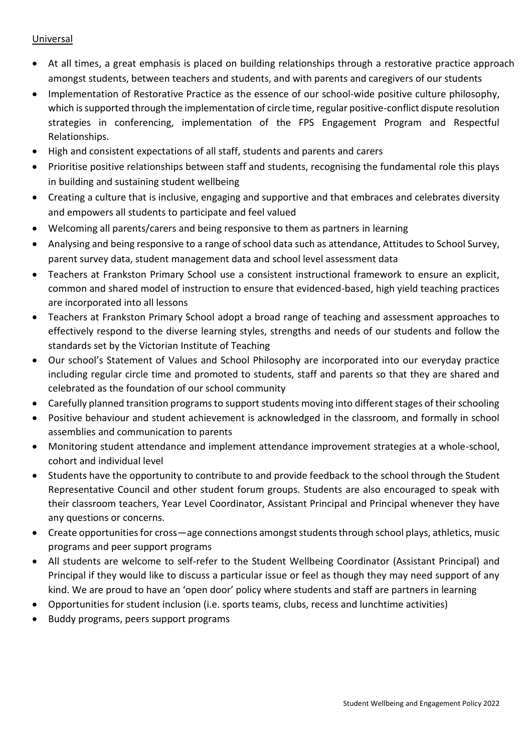Universal

- At all times, a great emphasis is placed on building relationships through a restorative practice approach amongst students, between teachers and students, and with parents and caregivers of our students
- Implementation of Restorative Practice as the essence of our school-wide positive culture philosophy, which is supported through the implementation of circle time, regular positive-conflict dispute resolution strategies in conferencing, implementation of the FPS Engagement Program and Respectful Relationships.
- High and consistent expectations of all staff, students and parents and carers
- Prioritise positive relationships between staff and students, recognising the fundamental role this plays in building and sustaining student wellbeing
- Creating a culture that is inclusive, engaging and supportive and that embraces and celebrates diversity and empowers all students to participate and feel valued
- Welcoming all parents/carers and being responsive to them as partners in learning
- Analysing and being responsive to a range of school data such as attendance, Attitudes to School Survey, parent survey data, student management data and school level assessment data
- Teachers at Frankston Primary School use a consistent instructional framework to ensure an explicit, common and shared model of instruction to ensure that evidenced-based, high yield teaching practices are incorporated into all lessons
- Teachers at Frankston Primary School adopt a broad range of teaching and assessment approaches to effectively respond to the diverse learning styles, strengths and needs of our students and follow the standards set by the Victorian Institute of Teaching
- Our school's Statement of Values and School Philosophy are incorporated into our everyday practice including regular circle time and promoted to students, staff and parents so that they are shared and celebrated as the foundation of our school community
- Carefully planned transition programs to support students moving into different stages of their schooling
- Positive behaviour and student achievement is acknowledged in the classroom, and formally in school assemblies and communication to parents
- Monitoring student attendance and implement attendance improvement strategies at a whole-school, cohort and individual level
- Students have the opportunity to contribute to and provide feedback to the school through the Student Representative Council and other student forum groups. Students are also encouraged to speak with their classroom teachers, Year Level Coordinator, Assistant Principal and Principal whenever they have any questions or concerns.
- Create opportunities for cross—age connections amongst students through school plays, athletics, music programs and peer support programs
- All students are welcome to self-refer to the Student Wellbeing Coordinator (Assistant Principal) and Principal if they would like to discuss a particular issue or feel as though they may need support of any kind. We are proud to have an 'open door' policy where students and staff are partners in learning
- Opportunities for student inclusion (i.e. sports teams, clubs, recess and lunchtime activities)
- Buddy programs, peers support programs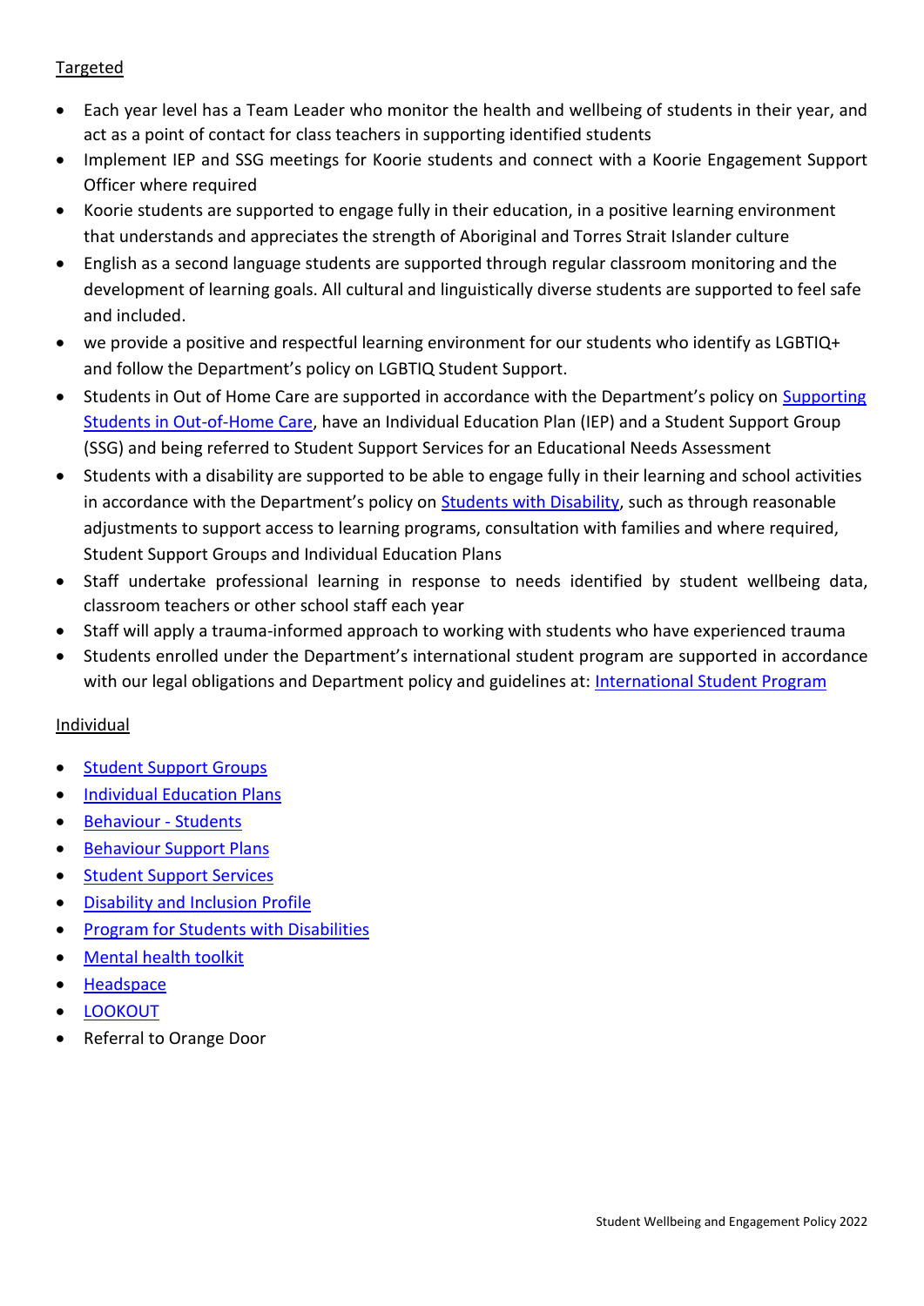Targeted

- Each year level has a Team Leader who monitor the health and wellbeing of students in their year, and act as a point of contact for class teachers in supporting identified students
- Implement IEP and SSG meetings for Koorie students and connect with a Koorie Engagement Support Officer where required
- Koorie students are supported to engage fully in their education, in a positive learning environment that understands and appreciates the strength of Aboriginal and Torres Strait Islander culture
- English as a second language students are supported through regular classroom monitoring and the development of learning goals. All cultural and linguistically diverse students are supported to feel safe and included.
- we provide a positive and respectful learning environment for our students who identify as LGBTIQ+ and follow the Department's policy on LGBTIQ Student Support.
- Students in Out of Home Care are supported in accordance with the Department's policy on Supporting Students in Out-of-Home Care, have an Individual Education Plan (IEP) and a Student Support Group (SSG) and being referred to Student Support Services for an Educational Needs Assessment
- Students with a disability are supported to be able to engage fully in their learning and school activities in accordance with the Department's policy on Students with Disability, such as through reasonable adjustments to support access to learning programs, consultation with families and where required, Student Support Groups and Individual Education Plans
- Staff undertake professional learning in response to needs identified by student wellbeing data, classroom teachers or other school staff each year
- Staff will apply a trauma-informed approach to working with students who have experienced trauma
- Students enrolled under the Department's international student program are supported in accordance with our legal obligations and Department policy and guidelines at: International Student Program

Individual

- Student Support Groups
- Individual Education Plans
- Behaviour - Students
- Behaviour Support Plans
- Student Support Services
- Disability and Inclusion Profile
- Program for Students with Disabilities
- Mental health toolkit
- Headspace
- LOOKOUT
- Referral to Orange Door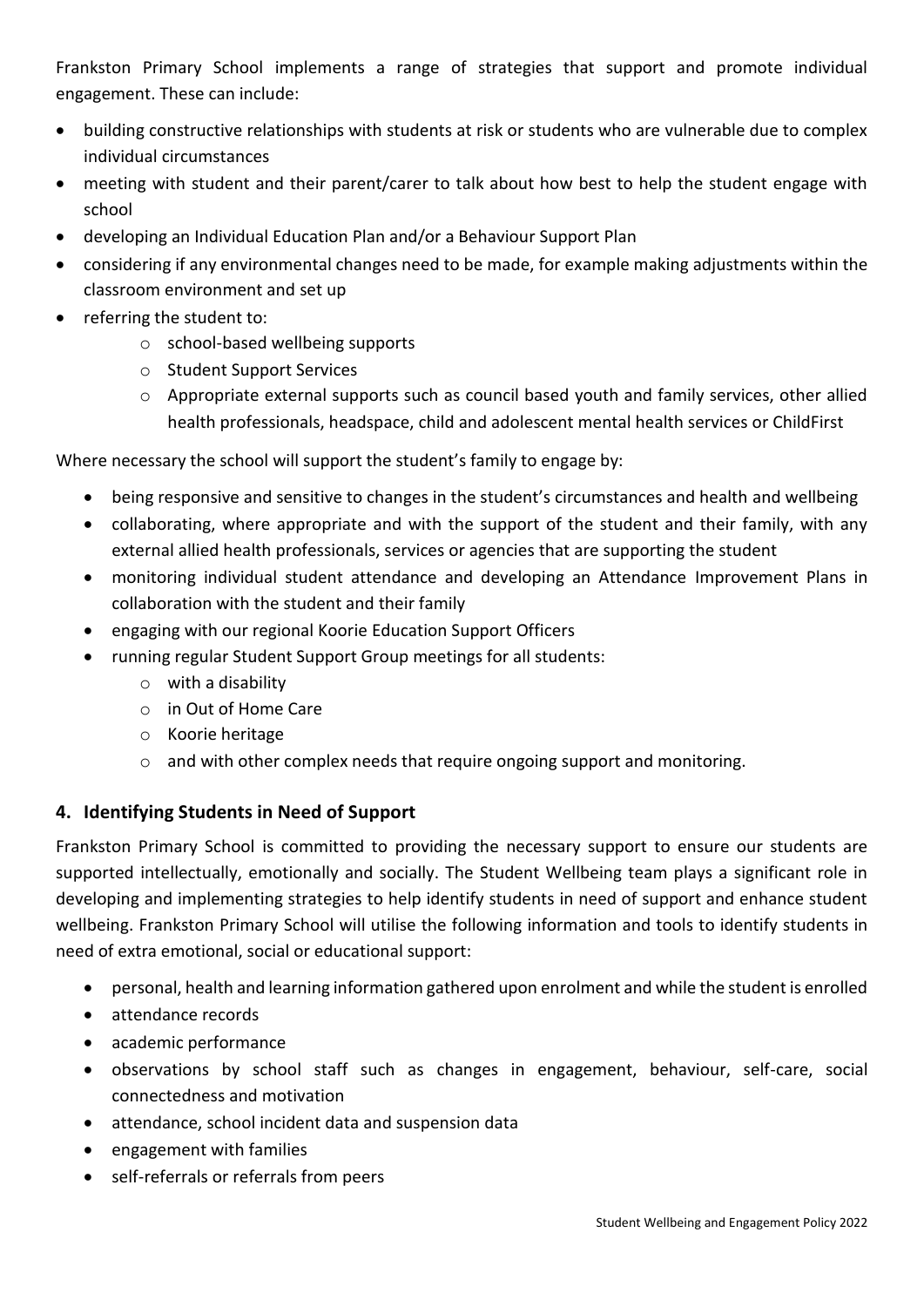Frankston Primary School implements a range of strategies that support and promote individual engagement. These can include:

- building constructive relationships with students at risk or students who are vulnerable due to complex individual circumstances
- meeting with student and their parent/carer to talk about how best to help the student engage with school
- developing an Individual Education Plan and/or a Behaviour Support Plan
- considering if any environmental changes need to be made, for example making adjustments within the classroom environment and set up
- referring the student to:
  - school-based wellbeing supports
  - Student Support Services
  - Appropriate external supports such as council based youth and family services, other allied health professionals, headspace, child and adolescent mental health services or ChildFirst

Where necessary the school will support the student's family to engage by:

- being responsive and sensitive to changes in the student's circumstances and health and wellbeing
- collaborating, where appropriate and with the support of the student and their family, with any external allied health professionals, services or agencies that are supporting the student
- monitoring individual student attendance and developing an Attendance Improvement Plans in collaboration with the student and their family
- engaging with our regional Koorie Education Support Officers
- running regular Student Support Group meetings for all students:
  - with a disability
  - in Out of Home Care
  - Koorie heritage
  - and with other complex needs that require ongoing support and monitoring.

## 4. Identifying Students in Need of Support

Frankston Primary School is committed to providing the necessary support to ensure our students are supported intellectually, emotionally and socially. The Student Wellbeing team plays a significant role in developing and implementing strategies to help identify students in need of support and enhance student wellbeing. Frankston Primary School will utilise the following information and tools to identify students in need of extra emotional, social or educational support:

- personal, health and learning information gathered upon enrolment and while the student is enrolled
- attendance records
- academic performance
- observations by school staff such as changes in engagement, behaviour, self-care, social connectedness and motivation
- attendance, school incident data and suspension data
- engagement with families
- self-referrals or referrals from peers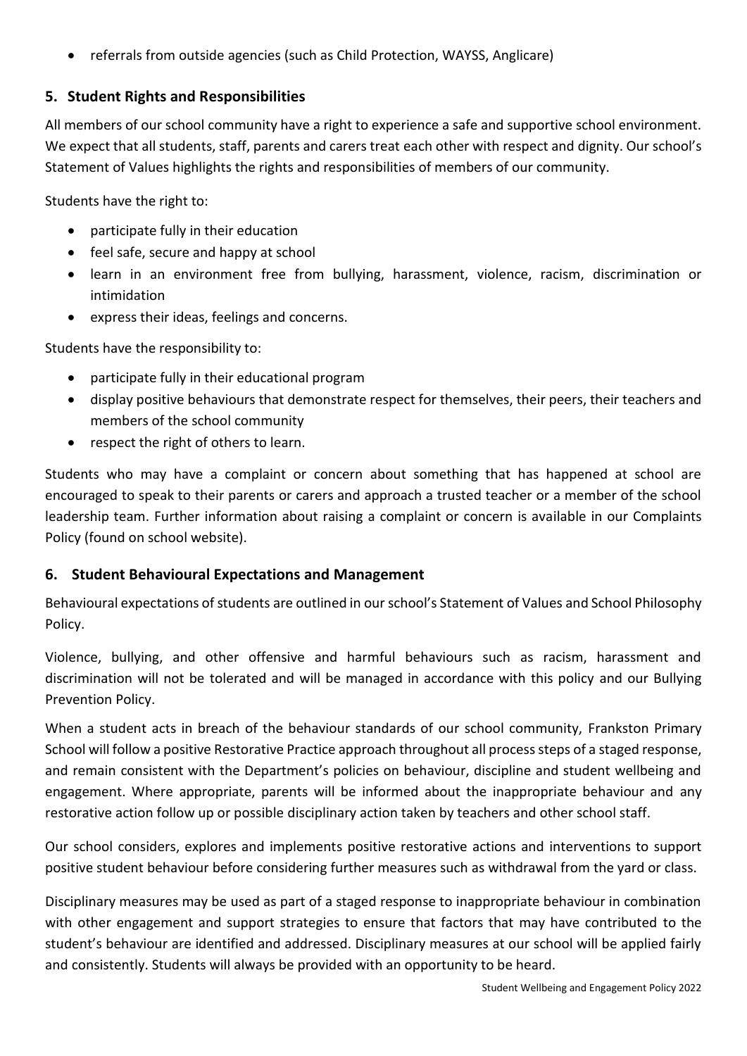- referrals from outside agencies (such as Child Protection, WAYSS, Anglicare)

## 5. Student Rights and Responsibilities

All members of our school community have a right to experience a safe and supportive school environment. We expect that all students, staff, parents and carers treat each other with respect and dignity. Our school's Statement of Values highlights the rights and responsibilities of members of our community.

Students have the right to:

- participate fully in their education
- feel safe, secure and happy at school
- learn in an environment free from bullying, harassment, violence, racism, discrimination or intimidation
- express their ideas, feelings and concerns.

Students have the responsibility to:

- participate fully in their educational program
- display positive behaviours that demonstrate respect for themselves, their peers, their teachers and members of the school community
- respect the right of others to learn.

Students who may have a complaint or concern about something that has happened at school are encouraged to speak to their parents or carers and approach a trusted teacher or a member of the school leadership team. Further information about raising a complaint or concern is available in our Complaints Policy (found on school website).

## 6. Student Behavioural Expectations and Management

Behavioural expectations of students are outlined in our school's Statement of Values and School Philosophy Policy.

Violence, bullying, and other offensive and harmful behaviours such as racism, harassment and discrimination will not be tolerated and will be managed in accordance with this policy and our Bullying Prevention Policy.

When a student acts in breach of the behaviour standards of our school community, Frankston Primary School will follow a positive Restorative Practice approach throughout all process steps of a staged response, and remain consistent with the Department's policies on behaviour, discipline and student wellbeing and engagement. Where appropriate, parents will be informed about the inappropriate behaviour and any restorative action follow up or possible disciplinary action taken by teachers and other school staff.

Our school considers, explores and implements positive restorative actions and interventions to support positive student behaviour before considering further measures such as withdrawal from the yard or class.

Disciplinary measures may be used as part of a staged response to inappropriate behaviour in combination with other engagement and support strategies to ensure that factors that may have contributed to the student's behaviour are identified and addressed. Disciplinary measures at our school will be applied fairly and consistently. Students will always be provided with an opportunity to be heard.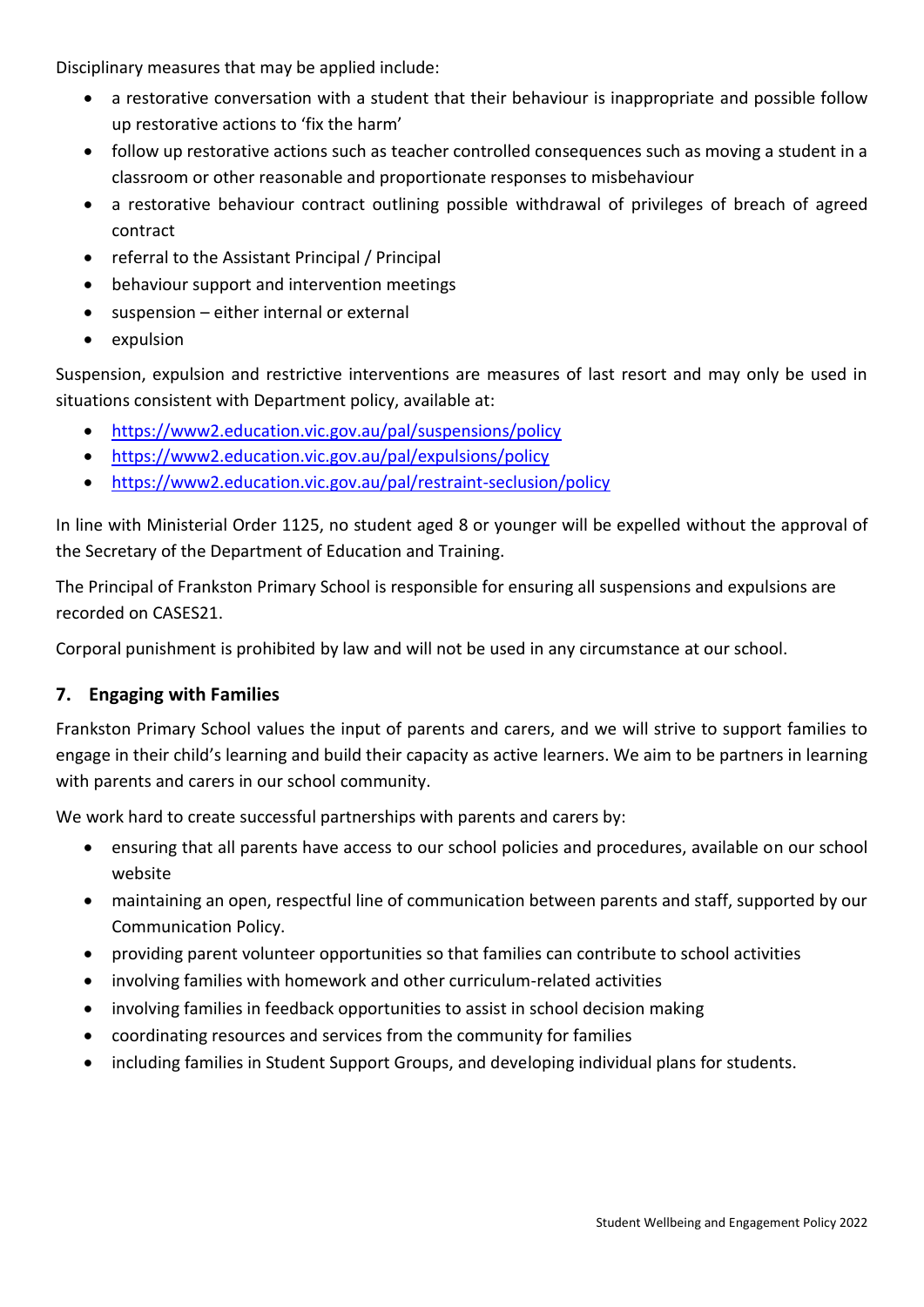Disciplinary measures that may be applied include:

- a restorative conversation with a student that their behaviour is inappropriate and possible follow up restorative actions to 'fix the harm'
- follow up restorative actions such as teacher controlled consequences such as moving a student in a classroom or other reasonable and proportionate responses to misbehaviour
- a restorative behaviour contract outlining possible withdrawal of privileges of breach of agreed contract
- referral to the Assistant Principal / Principal
- behaviour support and intervention meetings
- suspension – either internal or external
- expulsion

Suspension, expulsion and restrictive interventions are measures of last resort and may only be used in situations consistent with Department policy, available at:

- https://www2.education.vic.gov.au/pal/suspensions/policy
- https://www2.education.vic.gov.au/pal/expulsions/policy
- https://www2.education.vic.gov.au/pal/restraint-seclusion/policy

In line with Ministerial Order 1125, no student aged 8 or younger will be expelled without the approval of the Secretary of the Department of Education and Training.

The Principal of Frankston Primary School is responsible for ensuring all suspensions and expulsions are recorded on CASES21.

Corporal punishment is prohibited by law and will not be used in any circumstance at our school.

## 7. Engaging with Families

Frankston Primary School values the input of parents and carers, and we will strive to support families to engage in their child's learning and build their capacity as active learners. We aim to be partners in learning with parents and carers in our school community.

We work hard to create successful partnerships with parents and carers by:

- ensuring that all parents have access to our school policies and procedures, available on our school website
- maintaining an open, respectful line of communication between parents and staff, supported by our Communication Policy.
- providing parent volunteer opportunities so that families can contribute to school activities
- involving families with homework and other curriculum-related activities
- involving families in feedback opportunities to assist in school decision making
- coordinating resources and services from the community for families
- including families in Student Support Groups, and developing individual plans for students.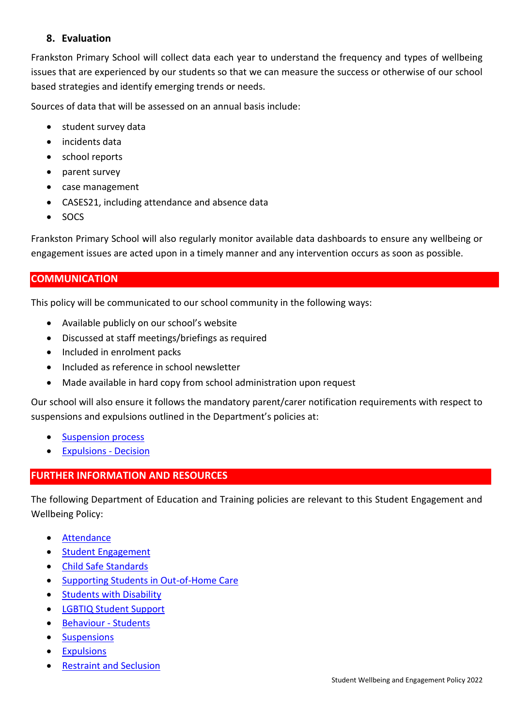### 8. Evaluation

Frankston Primary School will collect data each year to understand the frequency and types of wellbeing issues that are experienced by our students so that we can measure the success or otherwise of our school based strategies and identify emerging trends or needs.

Sources of data that will be assessed on an annual basis include:

- student survey data
- incidents data
- school reports
- parent survey
- case management
- CASES21, including attendance and absence data
- SOCS

Frankston Primary School will also regularly monitor available data dashboards to ensure any wellbeing or engagement issues are acted upon in a timely manner and any intervention occurs as soon as possible.

## COMMUNICATION

This policy will be communicated to our school community in the following ways:

- Available publicly on our school's website
- Discussed at staff meetings/briefings as required
- Included in enrolment packs
- Included as reference in school newsletter
- Made available in hard copy from school administration upon request

Our school will also ensure it follows the mandatory parent/carer notification requirements with respect to suspensions and expulsions outlined in the Department's policies at:

- Suspension process
- Expulsions - Decision

## FURTHER INFORMATION AND RESOURCES

The following Department of Education and Training policies are relevant to this Student Engagement and Wellbeing Policy:

- Attendance
- Student Engagement
- Child Safe Standards
- Supporting Students in Out-of-Home Care
- Students with Disability
- LGBTIQ Student Support
- Behaviour - Students
- Suspensions
- Expulsions
- Restraint and Seclusion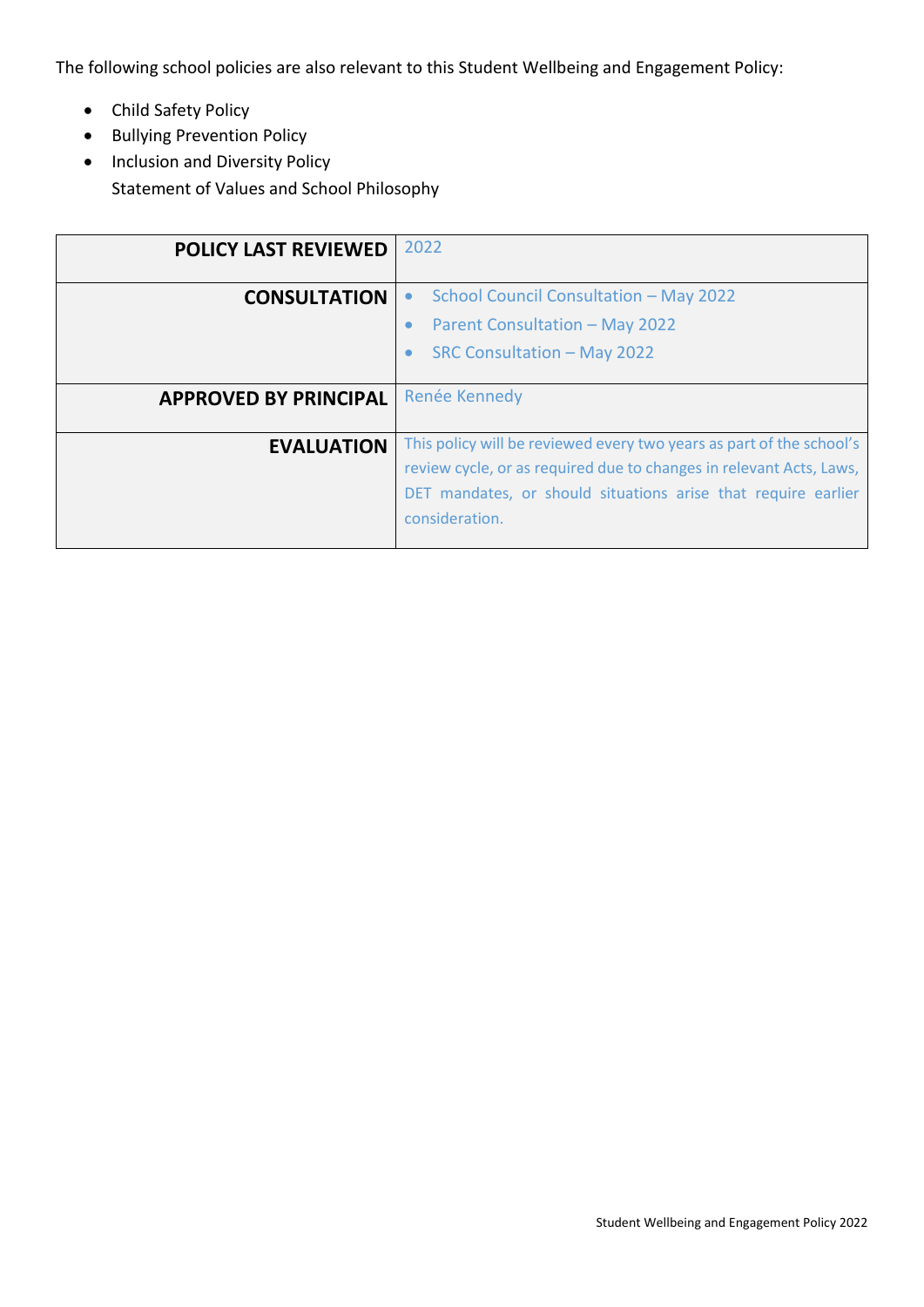The following school policies are also relevant to this Student Wellbeing and Engagement Policy:

- Child Safety Policy
- Bullying Prevention Policy
- Inclusion and Diversity Policy
  Statement of Values and School Philosophy

| | |
|---|---|
| **POLICY LAST REVIEWED** | 2022 |
| **CONSULTATION** | • School Council Consultation – May 2022<br>• Parent Consultation – May 2022<br>• SRC Consultation – May 2022 |
| **APPROVED BY PRINCIPAL** | Renée Kennedy |
| **EVALUATION** | This policy will be reviewed every two years as part of the school's review cycle, or as required due to changes in relevant Acts, Laws, DET mandates, or should situations arise that require earlier consideration. |